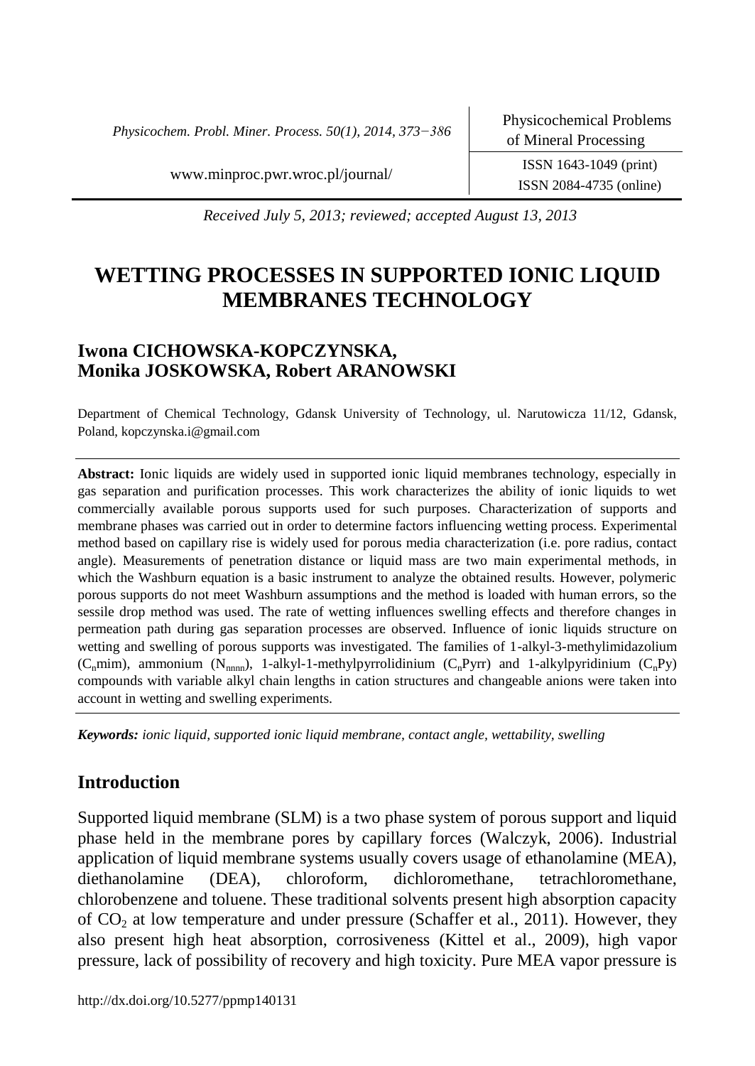Received July 5, 2013; reviewed; accepted August 13, 2013

# WETTING PROCESSES IN SUPPORTED IONIC LIQUID MEMBRANES TECHNOLOGY

## Iwona CICHOWSKA-KOPCZYNSKA, Monika JOSKOWSKA, Robert ARANOWSKI

Department of Chemical Technology, Gdansk University of Technology, ul. Narutowicza 11/12, Gdansk, Poland, kopczynska.i@gmail.com

**Abstract:** Ionic liquids are widely used in supported ionic liquid membranes technology, especially in gas separation and purification processes. This work characterizes the ability of ionic liquids to wet commercially available porous supports used for such purposes. Characterization of supports and membrane phases was carried out in order to determine factors influencing wetting process. Experimental method based on capillary rise is widely used for porous media characterization (i.e. pore radius, contact angle). Measurements of penetration distance or liquid mass are two main experimental methods, in which the Washburn equation is a basic instrument to analyze the obtained results. However, polymeric porous supports do not meet Washburn assumptions and the method is loaded with human errors, so the sessile drop method was used. The rate of wetting influences swelling effects and therefore changes in permeation path during gas separation processes are observed. Influence of ionic liquids structure on wetting and swelling of porous supports was investigated. The families of 1-alkyl-3-methylimidazolium ($C_n$mim), ammonium ($N_{nnnn}$), 1-alkyl-1-methylpyrrolidinium ($C_n$Pyrr) and 1-alkylpyridinium ($C_n$Py) compounds with variable alkyl chain lengths in cation structures and changeable anions were taken into account in wetting and swelling experiments.

***Keywords:*** *ionic liquid, supported ionic liquid membrane, contact angle, wettability, swelling*

## Introduction

Supported liquid membrane (SLM) is a two phase system of porous support and liquid phase held in the membrane pores by capillary forces (Walczyk, 2006). Industrial application of liquid membrane systems usually covers usage of ethanolamine (MEA), diethanolamine (DEA), chloroform, dichloromethane, tetrachloromethane, chlorobenzene and toluene. These traditional solvents present high absorption capacity of $CO_2$ at low temperature and under pressure (Schaffer et al., 2011). However, they also present high heat absorption, corrosiveness (Kittel et al., 2009), high vapor pressure, lack of possibility of recovery and high toxicity. Pure MEA vapor pressure is

http://dx.doi.org/10.5277/ppmp140131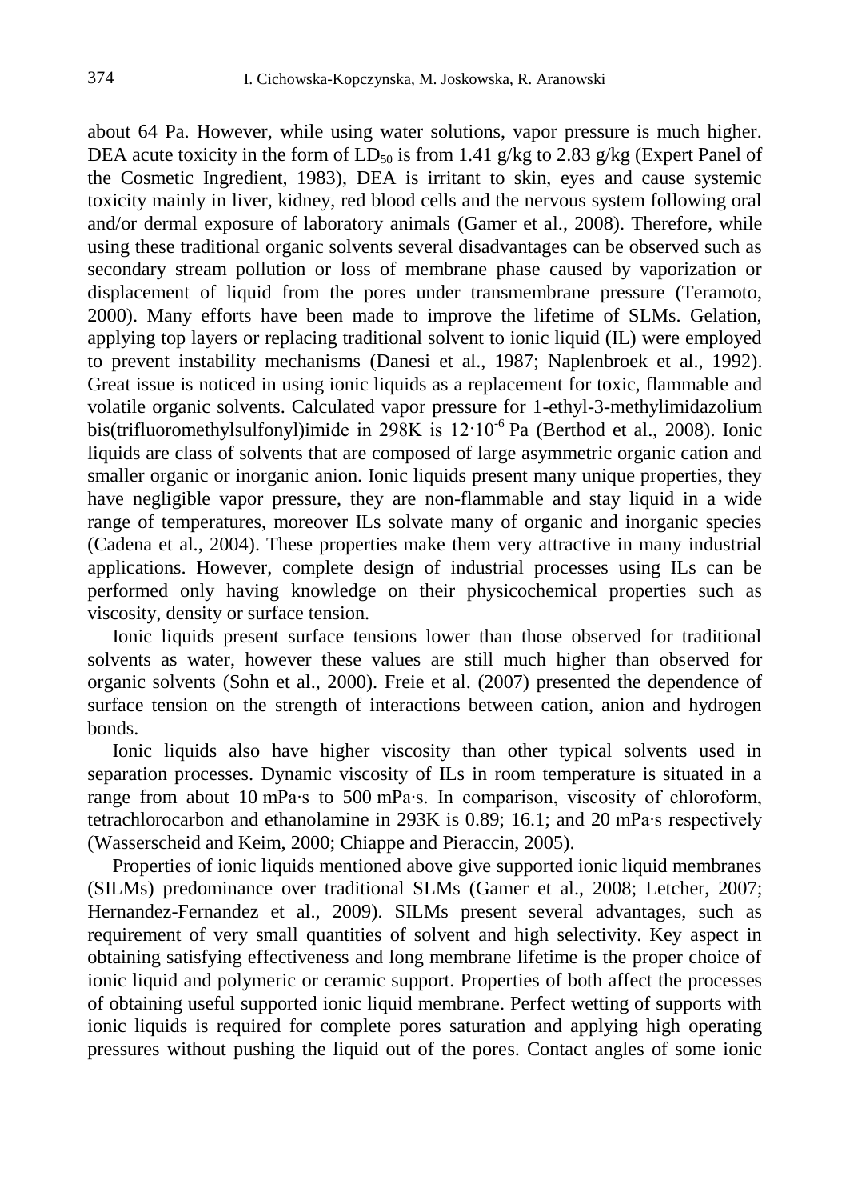about 64 Pa. However, while using water solutions, vapor pressure is much higher. DEA acute toxicity in the form of $LD_{50}$ is from 1.41 g/kg to 2.83 g/kg (Expert Panel of the Cosmetic Ingredient, 1983), DEA is irritant to skin, eyes and cause systemic toxicity mainly in liver, kidney, red blood cells and the nervous system following oral and/or dermal exposure of laboratory animals (Gamer et al., 2008). Therefore, while using these traditional organic solvents several disadvantages can be observed such as secondary stream pollution or loss of membrane phase caused by vaporization or displacement of liquid from the pores under transmembrane pressure (Teramoto, 2000). Many efforts have been made to improve the lifetime of SLMs. Gelation, applying top layers or replacing traditional solvent to ionic liquid (IL) were employed to prevent instability mechanisms (Danesi et al., 1987; Naplenbroek et al., 1992). Great issue is noticed in using ionic liquids as a replacement for toxic, flammable and volatile organic solvents. Calculated vapor pressure for 1-ethyl-3-methylimidazolium bis(trifluoromethylsulfonyl)imide in 298K is $12 \cdot 10^{-6}$ Pa (Berthod et al., 2008). Ionic liquids are class of solvents that are composed of large asymmetric organic cation and smaller organic or inorganic anion. Ionic liquids present many unique properties, they have negligible vapor pressure, they are non-flammable and stay liquid in a wide range of temperatures, moreover ILs solvate many of organic and inorganic species (Cadena et al., 2004). These properties make them very attractive in many industrial applications. However, complete design of industrial processes using ILs can be performed only having knowledge on their physicochemical properties such as viscosity, density or surface tension.

Ionic liquids present surface tensions lower than those observed for traditional solvents as water, however these values are still much higher than observed for organic solvents (Sohn et al., 2000). Freie et al. (2007) presented the dependence of surface tension on the strength of interactions between cation, anion and hydrogen bonds.

Ionic liquids also have higher viscosity than other typical solvents used in separation processes. Dynamic viscosity of ILs in room temperature is situated in a range from about 10 mPa·s to 500 mPa·s. In comparison, viscosity of chloroform, tetrachlorocarbon and ethanolamine in 293K is 0.89; 16.1; and 20 mPa·s respectively (Wasserscheid and Keim, 2000; Chiappe and Pieraccin, 2005).

Properties of ionic liquids mentioned above give supported ionic liquid membranes (SILMs) predominance over traditional SLMs (Gamer et al., 2008; Letcher, 2007; Hernandez-Fernandez et al., 2009). SILMs present several advantages, such as requirement of very small quantities of solvent and high selectivity. Key aspect in obtaining satisfying effectiveness and long membrane lifetime is the proper choice of ionic liquid and polymeric or ceramic support. Properties of both affect the processes of obtaining useful supported ionic liquid membrane. Perfect wetting of supports with ionic liquids is required for complete pores saturation and applying high operating pressures without pushing the liquid out of the pores. Contact angles of some ionic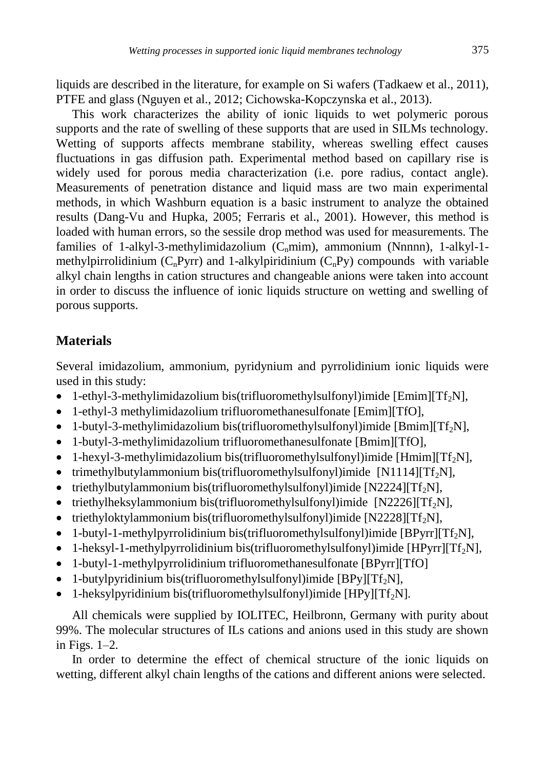liquids are described in the literature, for example on Si wafers (Tadkaew et al., 2011), PTFE and glass (Nguyen et al., 2012; Cichowska-Kopczynska et al., 2013).

This work characterizes the ability of ionic liquids to wet polymeric porous supports and the rate of swelling of these supports that are used in SILMs technology. Wetting of supports affects membrane stability, whereas swelling effect causes fluctuations in gas diffusion path. Experimental method based on capillary rise is widely used for porous media characterization (i.e. pore radius, contact angle). Measurements of penetration distance and liquid mass are two main experimental methods, in which Washburn equation is a basic instrument to analyze the obtained results (Dang-Vu and Hupka, 2005; Ferraris et al., 2001). However, this method is loaded with human errors, so the sessile drop method was used for measurements. The families of 1-alkyl-3-methylimidazolium ($C_n$mim), ammonium (Nnnnn), 1-alkyl-1-methylpirrolidinium ($C_n$Pyrr) and 1-alkylpiridinium ($C_n$Py) compounds with variable alkyl chain lengths in cation structures and changeable anions were taken into account in order to discuss the influence of ionic liquids structure on wetting and swelling of porous supports.

## Materials

Several imidazolium, ammonium, pyridynium and pyrrolidinium ionic liquids were used in this study:

- 1-ethyl-3-methylimidazolium bis(trifluoromethylsulfonyl)imide [Emim][$Tf_2N$],
- 1-ethyl-3 methylimidazolium trifluoromethanesulfonate [Emim][TfO],
- 1-butyl-3-methylimidazolium bis(trifluoromethylsulfonyl)imide [Bmim][$Tf_2N$],
- 1-butyl-3-methylimidazolium trifluoromethanesulfonate [Bmim][TfO],
- 1-hexyl-3-methylimidazolium bis(trifluoromethylsulfonyl)imide [Hmim][$Tf_2N$],
- trimethylbutylammonium bis(trifluoromethylsulfonyl)imide [N1114][$Tf_2N$],
- triethylbutylammonium bis(trifluoromethylsulfonyl)imide [N2224][$Tf_2N$],
- triethylheksylammonium bis(trifluoromethylsulfonyl)imide [N2226][$Tf_2N$],
- triethyloktylammonium bis(trifluoromethylsulfonyl)imide [N2228][$Tf_2N$],
- 1-butyl-1-methylpyrrolidinium bis(trifluoromethylsulfonyl)imide [BPyrr][$Tf_2N$],
- 1-heksyl-1-methylpyrrolidinium bis(trifluoromethylsulfonyl)imide [HPyrr][$Tf_2N$],
- 1-butyl-1-methylpyrrolidinium trifluoromethanesulfonate [BPyrr][TfO]
- 1-butylpyridinium bis(trifluoromethylsulfonyl)imide [BPy][$Tf_2N$],
- 1-heksylpyridinium bis(trifluoromethylsulfonyl)imide [HPy][$Tf_2N$].

All chemicals were supplied by IOLITEC, Heilbronn, Germany with purity about 99%. The molecular structures of ILs cations and anions used in this study are shown in Figs. 1–2.

In order to determine the effect of chemical structure of the ionic liquids on wetting, different alkyl chain lengths of the cations and different anions were selected.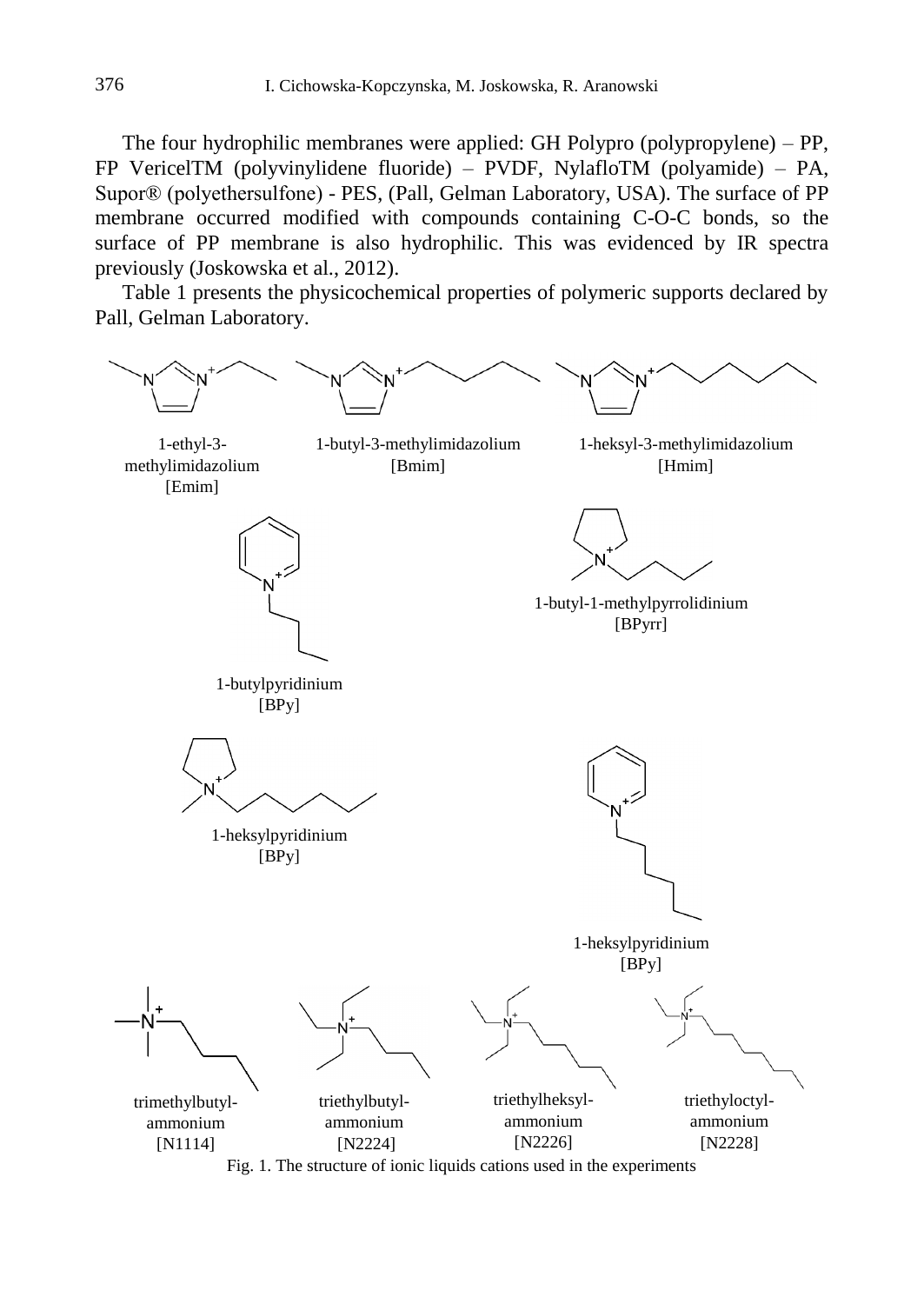The four hydrophilic membranes were applied: GH Polypro (polypropylene) – PP, FP VericelTM (polyvinylidene fluoride) – PVDF, NylafloTM (polyamide) – PA, Supor® (polyethersulfone) - PES, (Pall, Gelman Laboratory, USA). The surface of PP membrane occurred modified with compounds containing C-O-C bonds, so the surface of PP membrane is also hydrophilic. This was evidenced by IR spectra previously (Joskowska et al., 2012).

Table 1 presents the physicochemical properties of polymeric supports declared by Pall, Gelman Laboratory.

1-ethyl-3-methylimidazolium [Emim]

1-butyl-3-methylimidazolium [Bmim]

1-heksyl-3-methylimidazolium [Hmim]

1-butylpyridinium [BPy]

1-butyl-1-methylpyrrolidinium [BPyrr]

1-heksylpyridinium [BPy]

1-heksylpyridinium [BPy]

trimethylbutyl-ammonium [N1114]

triethylbutyl-ammonium [N2224]

triethylheksyl-ammonium [N2226]

triethyloctyl-ammonium [N2228]

Fig. 1. The structure of ionic liquids cations used in the experiments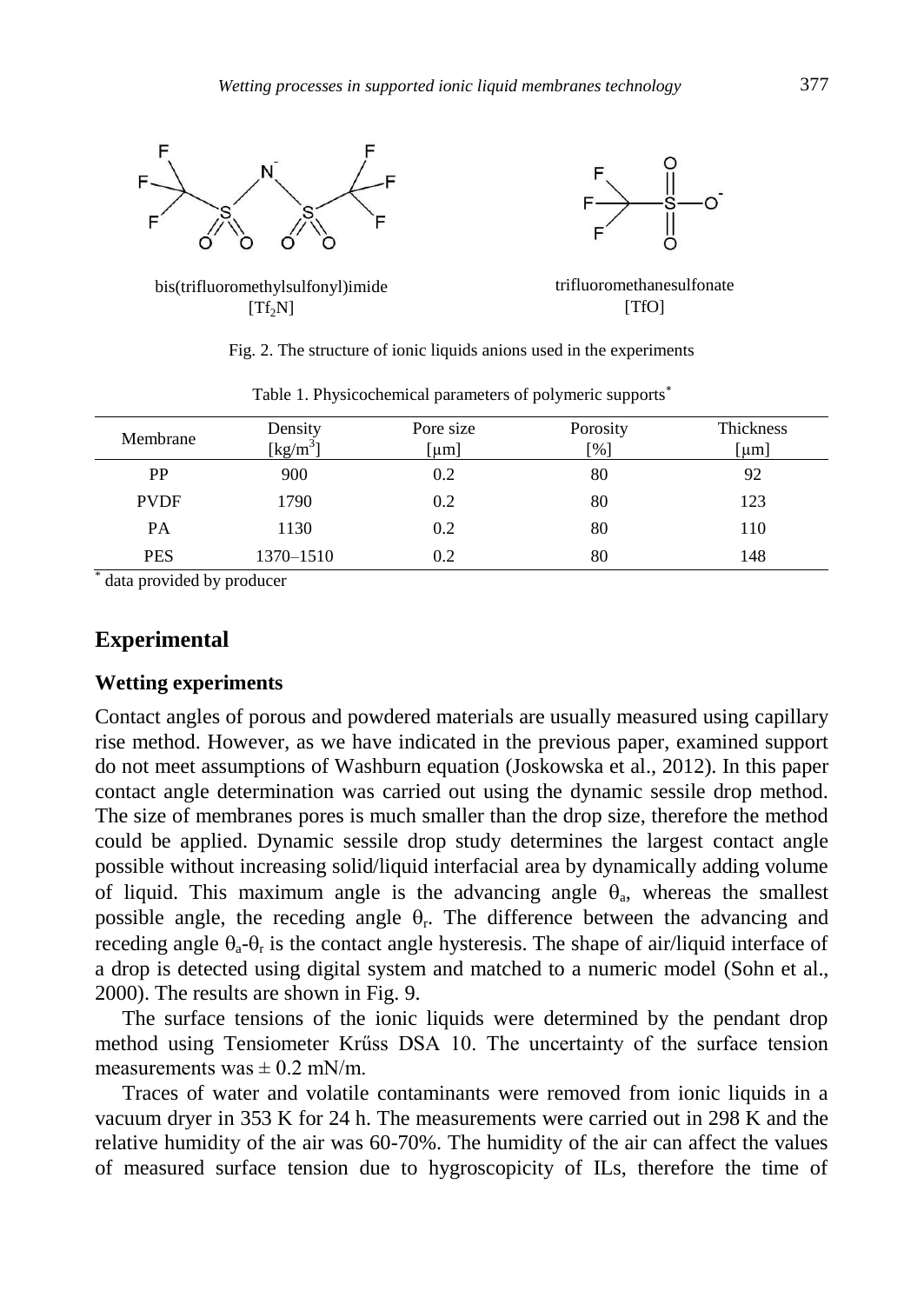bis(trifluoromethylsulfonyl)imide
$[Tf_2N]$

trifluoromethanesulfonate
[TfO]

Fig. 2. The structure of ionic liquids anions used in the experiments

Table 1. Physicochemical parameters of polymeric supports*

| Membrane | Density [kg/m$^3$] | Pore size [μm] | Porosity [%] | Thickness [μm] |
|---|---|---|---|---|
| PP | 900 | 0.2 | 80 | 92 |
| PVDF | 1790 | 0.2 | 80 | 123 |
| PA | 1130 | 0.2 | 80 | 110 |
| PES | 1370–1510 | 0.2 | 80 | 148 |

* data provided by producer

## Experimental

### Wetting experiments

Contact angles of porous and powdered materials are usually measured using capillary rise method. However, as we have indicated in the previous paper, examined support do not meet assumptions of Washburn equation (Joskowska et al., 2012). In this paper contact angle determination was carried out using the dynamic sessile drop method. The size of membranes pores is much smaller than the drop size, therefore the method could be applied. Dynamic sessile drop study determines the largest contact angle possible without increasing solid/liquid interfacial area by dynamically adding volume of liquid. This maximum angle is the advancing angle $\theta_a$, whereas the smallest possible angle, the receding angle $\theta_r$. The difference between the advancing and receding angle $\theta_a$-$\theta_r$ is the contact angle hysteresis. The shape of air/liquid interface of a drop is detected using digital system and matched to a numeric model (Sohn et al., 2000). The results are shown in Fig. 9.

The surface tensions of the ionic liquids were determined by the pendant drop method using Tensiometer Krűss DSA 10. The uncertainty of the surface tension measurements was ± 0.2 mN/m.

Traces of water and volatile contaminants were removed from ionic liquids in a vacuum dryer in 353 K for 24 h. The measurements were carried out in 298 K and the relative humidity of the air was 60-70%. The humidity of the air can affect the values of measured surface tension due to hygroscopicity of ILs, therefore the time of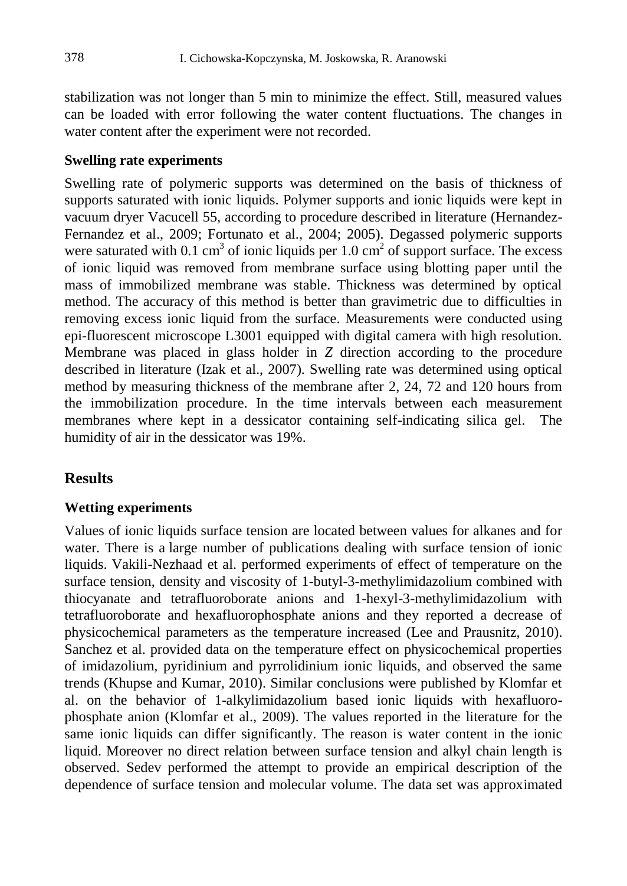stabilization was not longer than 5 min to minimize the effect. Still, measured values can be loaded with error following the water content fluctuations. The changes in water content after the experiment were not recorded.

### Swelling rate experiments

Swelling rate of polymeric supports was determined on the basis of thickness of supports saturated with ionic liquids. Polymer supports and ionic liquids were kept in vacuum dryer Vacucell 55, according to procedure described in literature (Hernandez-Fernandez et al., 2009; Fortunato et al., 2004; 2005). Degassed polymeric supports were saturated with 0.1 $cm^3$ of ionic liquids per 1.0 $cm^2$ of support surface. The excess of ionic liquid was removed from membrane surface using blotting paper until the mass of immobilized membrane was stable. Thickness was determined by optical method. The accuracy of this method is better than gravimetric due to difficulties in removing excess ionic liquid from the surface. Measurements were conducted using epi-fluorescent microscope L3001 equipped with digital camera with high resolution. Membrane was placed in glass holder in *Z* direction according to the procedure described in literature (Izak et al., 2007). Swelling rate was determined using optical method by measuring thickness of the membrane after 2, 24, 72 and 120 hours from the immobilization procedure. In the time intervals between each measurement membranes where kept in a dessicator containing self-indicating silica gel. The humidity of air in the dessicator was 19%.

## Results

### Wetting experiments

Values of ionic liquids surface tension are located between values for alkanes and for water. There is a large number of publications dealing with surface tension of ionic liquids. Vakili-Nezhaad et al. performed experiments of effect of temperature on the surface tension, density and viscosity of 1-butyl-3-methylimidazolium combined with thiocyanate and tetrafluoroborate anions and 1-hexyl-3-methylimidazolium with tetrafluoroborate and hexafluorophosphate anions and they reported a decrease of physicochemical parameters as the temperature increased (Lee and Prausnitz, 2010). Sanchez et al. provided data on the temperature effect on physicochemical properties of imidazolium, pyridinium and pyrrolidinium ionic liquids, and observed the same trends (Khupse and Kumar, 2010). Similar conclusions were published by Klomfar et al. on the behavior of 1-alkylimidazolium based ionic liquids with hexafluoro-phosphate anion (Klomfar et al., 2009). The values reported in the literature for the same ionic liquids can differ significantly. The reason is water content in the ionic liquid. Moreover no direct relation between surface tension and alkyl chain length is observed. Sedev performed the attempt to provide an empirical description of the dependence of surface tension and molecular volume. The data set was approximated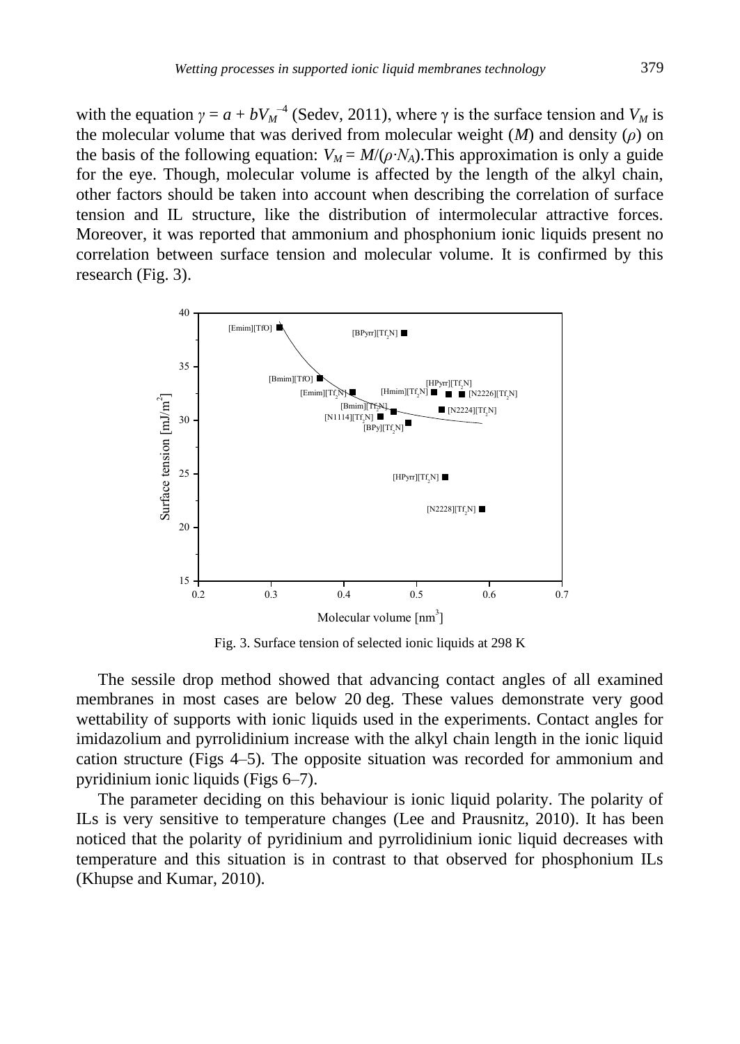with the equation $\gamma = a + bV_M^{-4}$ (Sedev, 2011), where γ is the surface tension and $V_M$ is the molecular volume that was derived from molecular weight ($M$) and density ($\rho$) on the basis of the following equation: $V_M = M/(\rho \cdot N_A)$.This approximation is only a guide for the eye. Though, molecular volume is affected by the length of the alkyl chain, other factors should be taken into account when describing the correlation of surface tension and IL structure, like the distribution of intermolecular attractive forces. Moreover, it was reported that ammonium and phosphonium ionic liquids present no correlation between surface tension and molecular volume. It is confirmed by this research (Fig. 3).

Fig. 3. Surface tension of selected ionic liquids at 298 K

The sessile drop method showed that advancing contact angles of all examined membranes in most cases are below 20 deg. These values demonstrate very good wettability of supports with ionic liquids used in the experiments. Contact angles for imidazolium and pyrrolidinium increase with the alkyl chain length in the ionic liquid cation structure (Figs 4–5). The opposite situation was recorded for ammonium and pyridinium ionic liquids (Figs 6–7).

The parameter deciding on this behaviour is ionic liquid polarity. The polarity of ILs is very sensitive to temperature changes (Lee and Prausnitz, 2010). It has been noticed that the polarity of pyridinium and pyrrolidinium ionic liquid decreases with temperature and this situation is in contrast to that observed for phosphonium ILs (Khupse and Kumar, 2010).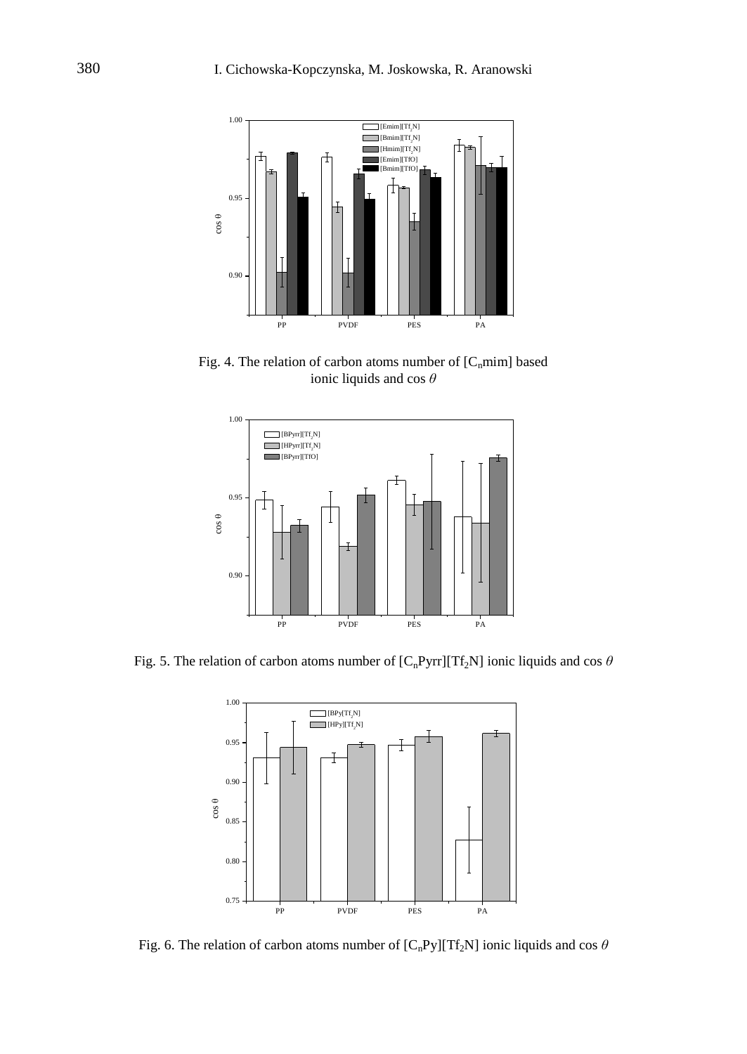Fig. 4. The relation of carbon atoms number of $[C_n mim]$ based ionic liquids and cos $\theta$

Fig. 5. The relation of carbon atoms number of $[C_n Pyrr][Tf_2N]$ ionic liquids and cos $\theta$

Fig. 6. The relation of carbon atoms number of $[C_n Py][Tf_2N]$ ionic liquids and cos $\theta$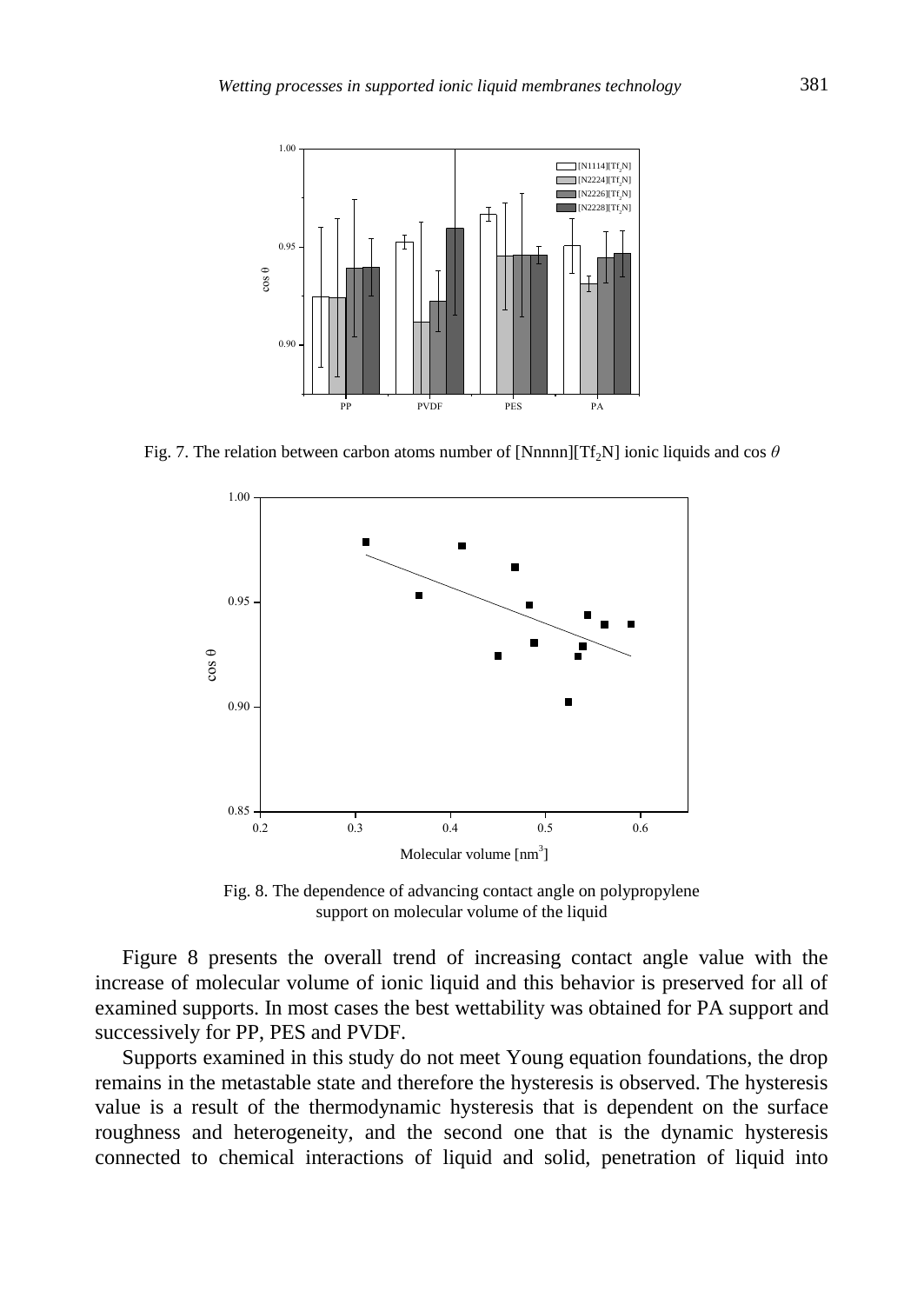Fig. 7. The relation between carbon atoms number of [Nnnnn][$Tf_2N$] ionic liquids and cos $\theta$

Fig. 8. The dependence of advancing contact angle on polypropylene support on molecular volume of the liquid

Figure 8 presents the overall trend of increasing contact angle value with the increase of molecular volume of ionic liquid and this behavior is preserved for all of examined supports. In most cases the best wettability was obtained for PA support and successively for PP, PES and PVDF.

Supports examined in this study do not meet Young equation foundations, the drop remains in the metastable state and therefore the hysteresis is observed. The hysteresis value is a result of the thermodynamic hysteresis that is dependent on the surface roughness and heterogeneity, and the second one that is the dynamic hysteresis connected to chemical interactions of liquid and solid, penetration of liquid into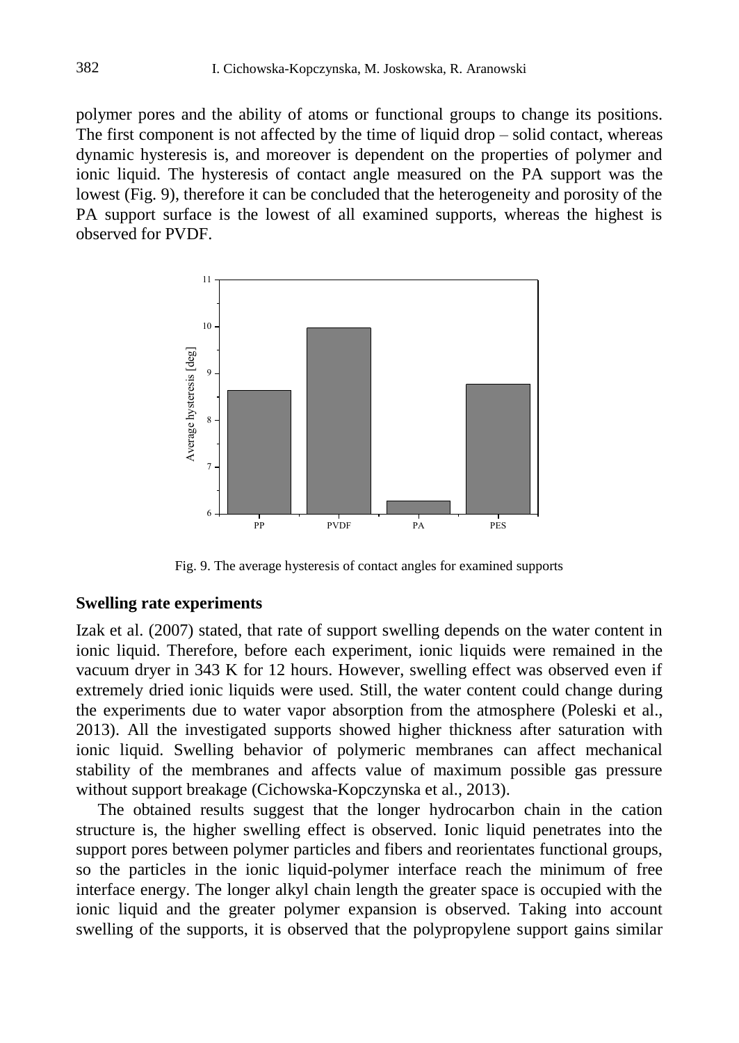polymer pores and the ability of atoms or functional groups to change its positions. The first component is not affected by the time of liquid drop – solid contact, whereas dynamic hysteresis is, and moreover is dependent on the properties of polymer and ionic liquid. The hysteresis of contact angle measured on the PA support was the lowest (Fig. 9), therefore it can be concluded that the heterogeneity and porosity of the PA support surface is the lowest of all examined supports, whereas the highest is observed for PVDF.

Fig. 9. The average hysteresis of contact angles for examined supports

### Swelling rate experiments

Izak et al. (2007) stated, that rate of support swelling depends on the water content in ionic liquid. Therefore, before each experiment, ionic liquids were remained in the vacuum dryer in 343 K for 12 hours. However, swelling effect was observed even if extremely dried ionic liquids were used. Still, the water content could change during the experiments due to water vapor absorption from the atmosphere (Poleski et al., 2013). All the investigated supports showed higher thickness after saturation with ionic liquid. Swelling behavior of polymeric membranes can affect mechanical stability of the membranes and affects value of maximum possible gas pressure without support breakage (Cichowska-Kopczynska et al., 2013).

The obtained results suggest that the longer hydrocarbon chain in the cation structure is, the higher swelling effect is observed. Ionic liquid penetrates into the support pores between polymer particles and fibers and reorientates functional groups, so the particles in the ionic liquid-polymer interface reach the minimum of free interface energy. The longer alkyl chain length the greater space is occupied with the ionic liquid and the greater polymer expansion is observed. Taking into account swelling of the supports, it is observed that the polypropylene support gains similar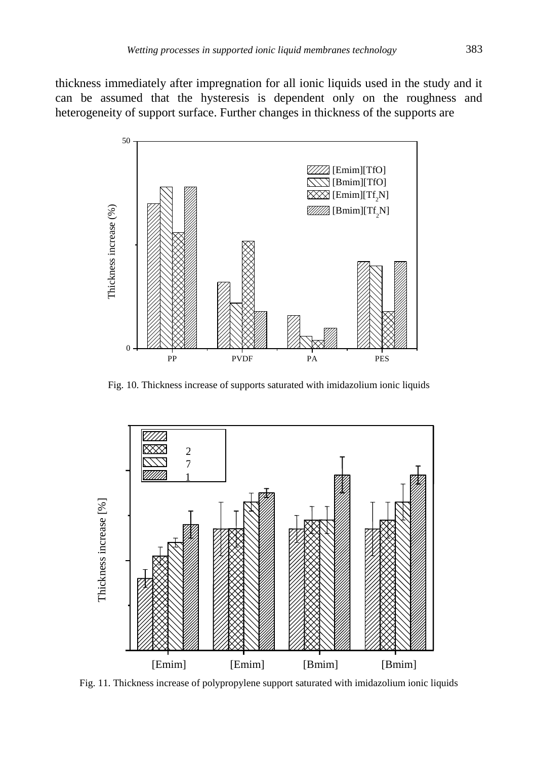thickness immediately after impregnation for all ionic liquids used in the study and it can be assumed that the hysteresis is dependent only on the roughness and heterogeneity of support surface. Further changes in thickness of the supports are

Fig. 10. Thickness increase of supports saturated with imidazolium ionic liquids

Fig. 11. Thickness increase of polypropylene support saturated with imidazolium ionic liquids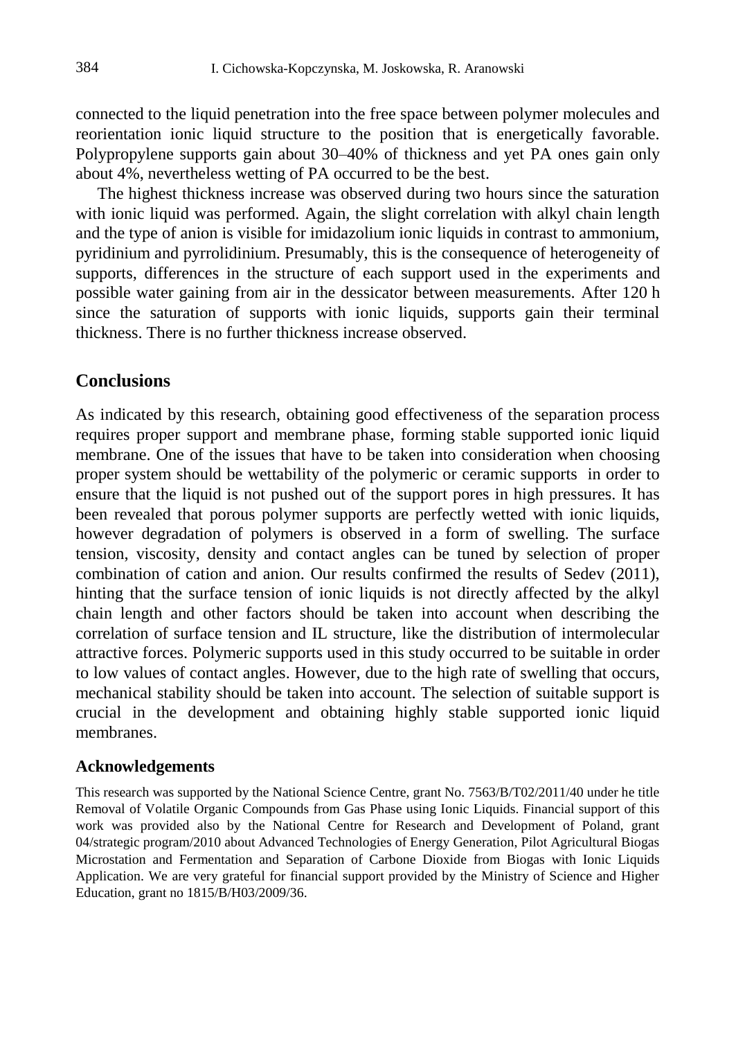connected to the liquid penetration into the free space between polymer molecules and reorientation ionic liquid structure to the position that is energetically favorable. Polypropylene supports gain about 30–40% of thickness and yet PA ones gain only about 4%, nevertheless wetting of PA occurred to be the best.

The highest thickness increase was observed during two hours since the saturation with ionic liquid was performed. Again, the slight correlation with alkyl chain length and the type of anion is visible for imidazolium ionic liquids in contrast to ammonium, pyridinium and pyrrolidinium. Presumably, this is the consequence of heterogeneity of supports, differences in the structure of each support used in the experiments and possible water gaining from air in the dessicator between measurements. After 120 h since the saturation of supports with ionic liquids, supports gain their terminal thickness. There is no further thickness increase observed.

## Conclusions

As indicated by this research, obtaining good effectiveness of the separation process requires proper support and membrane phase, forming stable supported ionic liquid membrane. One of the issues that have to be taken into consideration when choosing proper system should be wettability of the polymeric or ceramic supports in order to ensure that the liquid is not pushed out of the support pores in high pressures. It has been revealed that porous polymer supports are perfectly wetted with ionic liquids, however degradation of polymers is observed in a form of swelling. The surface tension, viscosity, density and contact angles can be tuned by selection of proper combination of cation and anion. Our results confirmed the results of Sedev (2011), hinting that the surface tension of ionic liquids is not directly affected by the alkyl chain length and other factors should be taken into account when describing the correlation of surface tension and IL structure, like the distribution of intermolecular attractive forces. Polymeric supports used in this study occurred to be suitable in order to low values of contact angles. However, due to the high rate of swelling that occurs, mechanical stability should be taken into account. The selection of suitable support is crucial in the development and obtaining highly stable supported ionic liquid membranes.

### Acknowledgements

This research was supported by the National Science Centre, grant No. 7563/B/T02/2011/40 under he title Removal of Volatile Organic Compounds from Gas Phase using Ionic Liquids. Financial support of this work was provided also by the National Centre for Research and Development of Poland, grant 04/strategic program/2010 about Advanced Technologies of Energy Generation, Pilot Agricultural Biogas Microstation and Fermentation and Separation of Carbone Dioxide from Biogas with Ionic Liquids Application. We are very grateful for financial support provided by the Ministry of Science and Higher Education, grant no 1815/B/H03/2009/36.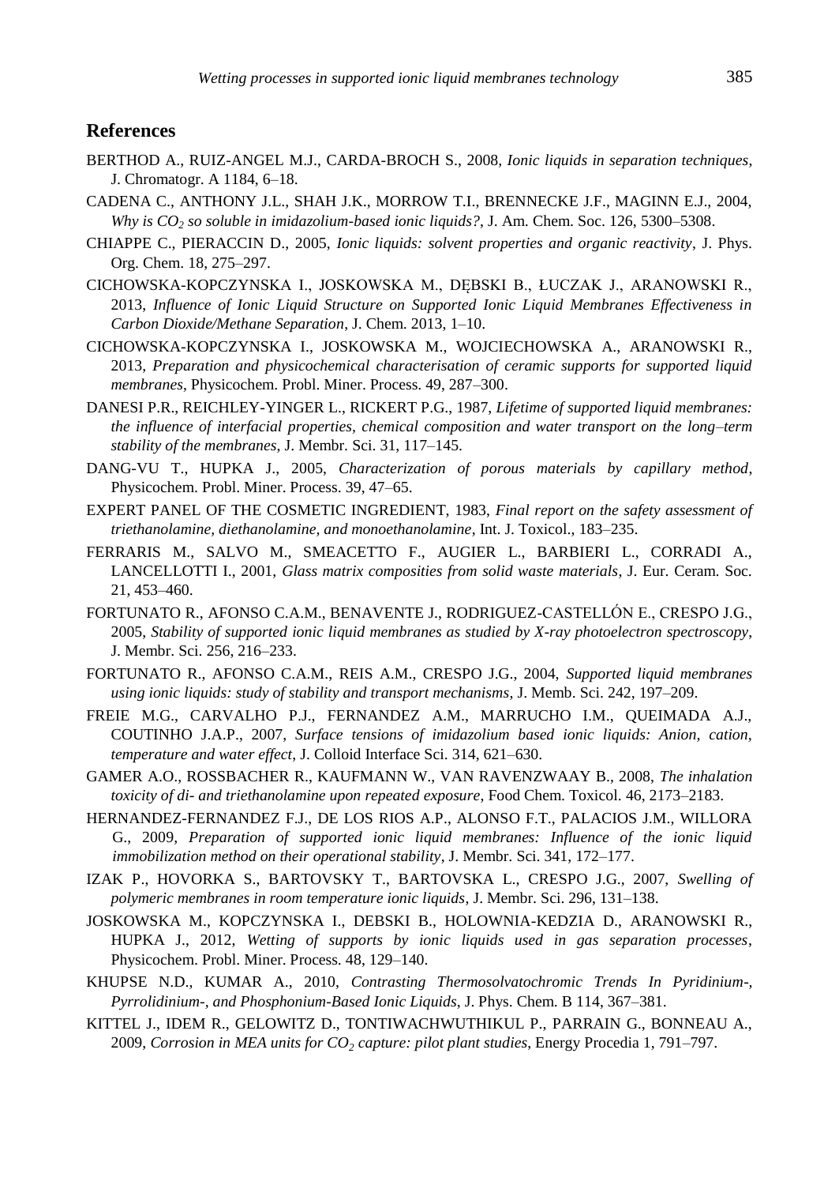## References

BERTHOD A., RUIZ-ANGEL M.J., CARDA-BROCH S., 2008, *Ionic liquids in separation techniques*, J. Chromatogr. A 1184, 6–18.

CADENA C., ANTHONY J.L., SHAH J.K., MORROW T.I., BRENNECKE J.F., MAGINN E.J., 2004, *Why is $CO_2$ so soluble in imidazolium-based ionic liquids?*, J. Am. Chem. Soc. 126, 5300–5308.

CHIAPPE C., PIERACCIN D., 2005, *Ionic liquids: solvent properties and organic reactivity*, J. Phys. Org. Chem. 18, 275–297.

CICHOWSKA-KOPCZYNSKA I., JOSKOWSKA M., DĘBSKI B., ŁUCZAK J., ARANOWSKI R., 2013, *Influence of Ionic Liquid Structure on Supported Ionic Liquid Membranes Effectiveness in Carbon Dioxide/Methane Separation*, J. Chem. 2013, 1–10.

CICHOWSKA-KOPCZYNSKA I., JOSKOWSKA M., WOJCIECHOWSKA A., ARANOWSKI R., 2013, *Preparation and physicochemical characterisation of ceramic supports for supported liquid membranes*, Physicochem. Probl. Miner. Process. 49, 287–300.

DANESI P.R., REICHLEY-YINGER L., RICKERT P.G., 1987, *Lifetime of supported liquid membranes: the influence of interfacial properties, chemical composition and water transport on the long–term stability of the membranes*, J. Membr. Sci. 31, 117–145.

DANG-VU T., HUPKA J., 2005, *Characterization of porous materials by capillary method*, Physicochem. Probl. Miner. Process. 39, 47–65.

EXPERT PANEL OF THE COSMETIC INGREDIENT, 1983, *Final report on the safety assessment of triethanolamine, diethanolamine, and monoethanolamine*, Int. J. Toxicol., 183–235.

FERRARIS M., SALVO M., SMEACETTO F., AUGIER L., BARBIERI L., CORRADI A., LANCELLOTTI I., 2001, *Glass matrix composities from solid waste materials*, J. Eur. Ceram. Soc. 21, 453–460.

FORTUNATO R., AFONSO C.A.M., BENAVENTE J., RODRIGUEZ-CASTELLÓN E., CRESPO J.G., 2005, *Stability of supported ionic liquid membranes as studied by X-ray photoelectron spectroscopy*, J. Membr. Sci. 256, 216–233.

FORTUNATO R., AFONSO C.A.M., REIS A.M., CRESPO J.G., 2004, *Supported liquid membranes using ionic liquids: study of stability and transport mechanisms*, J. Memb. Sci. 242, 197–209.

FREIE M.G., CARVALHO P.J., FERNANDEZ A.M., MARRUCHO I.M., QUEIMADA A.J., COUTINHO J.A.P., 2007, *Surface tensions of imidazolium based ionic liquids: Anion, cation, temperature and water effect*, J. Colloid Interface Sci. 314, 621–630.

GAMER A.O., ROSSBACHER R., KAUFMANN W., VAN RAVENZWAAY B., 2008, *The inhalation toxicity of di- and triethanolamine upon repeated exposure*, Food Chem. Toxicol. 46, 2173–2183.

HERNANDEZ-FERNANDEZ F.J., DE LOS RIOS A.P., ALONSO F.T., PALACIOS J.M., WILLORA G., 2009, *Preparation of supported ionic liquid membranes: Influence of the ionic liquid immobilization method on their operational stability*, J. Membr. Sci. 341, 172–177.

IZAK P., HOVORKA S., BARTOVSKY T., BARTOVSKA L., CRESPO J.G., 2007, *Swelling of polymeric membranes in room temperature ionic liquids*, J. Membr. Sci. 296, 131–138.

JOSKOWSKA M., KOPCZYNSKA I., DEBSKI B., HOLOWNIA-KEDZIA D., ARANOWSKI R., HUPKA J., 2012, *Wetting of supports by ionic liquids used in gas separation processes*, Physicochem. Probl. Miner. Process. 48, 129–140.

KHUPSE N.D., KUMAR A., 2010, *Contrasting Thermosolvatochromic Trends In Pyridinium-, Pyrrolidinium-, and Phosphonium-Based Ionic Liquids*, J. Phys. Chem. B 114, 367–381.

KITTEL J., IDEM R., GELOWITZ D., TONTIWACHWUTHIKUL P., PARRAIN G., BONNEAU A., 2009, *Corrosion in MEA units for $CO_2$ capture: pilot plant studies*, Energy Procedia 1, 791–797.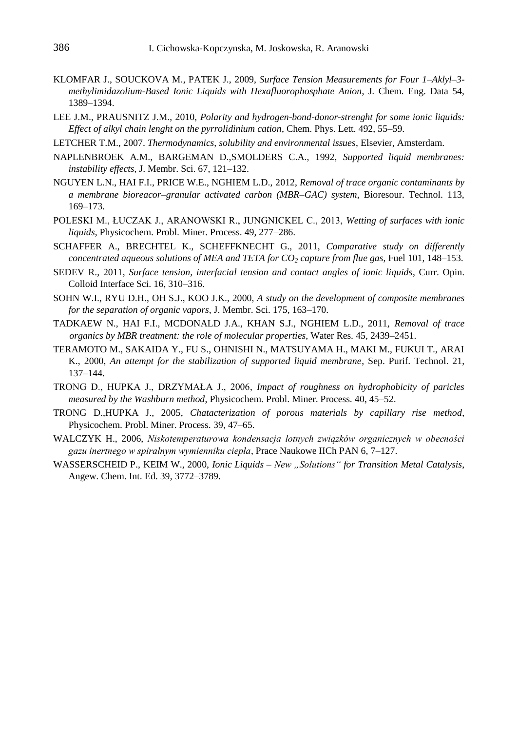KLOMFAR J., SOUCKOVA M., PATEK J., 2009, *Surface Tension Measurements for Four 1–Aklyl–3-methylimidazolium-Based Ionic Liquids with Hexafluorophosphate Anion*, J. Chem. Eng. Data 54, 1389–1394.

LEE J.M., PRAUSNITZ J.M., 2010, *Polarity and hydrogen-bond-donor-strenght for some ionic liquids: Effect of alkyl chain lenght on the pyrrolidinium cation*, Chem. Phys. Lett. 492, 55–59.

LETCHER T.M., 2007. *Thermodynamics, solubility and environmental issues*, Elsevier, Amsterdam.

NAPLENBROEK A.M., BARGEMAN D.,SMOLDERS C.A., 1992, *Supported liquid membranes: instability effects*, J. Membr. Sci. 67, 121–132.

NGUYEN L.N., HAI F.I., PRICE W.E., NGHIEM L.D., 2012, *Removal of trace organic contaminants by a membrane bioreacor–granular activated carbon (MBR–GAC) system*, Bioresour. Technol. 113, 169–173.

POLESKI M., ŁUCZAK J., ARANOWSKI R., JUNGNICKEL C., 2013, *Wetting of surfaces with ionic liquids*, Physicochem. Probl. Miner. Process. 49, 277–286.

SCHAFFER A., BRECHTEL K., SCHEFFKNECHT G., 2011, *Comparative study on differently concentrated aqueous solutions of MEA and TETA for $CO_2$ capture from flue gas*, Fuel 101, 148–153.

SEDEV R., 2011, *Surface tension, interfacial tension and contact angles of ionic liquids*, Curr. Opin. Colloid Interface Sci. 16, 310–316.

SOHN W.I., RYU D.H., OH S.J., KOO J.K., 2000, *A study on the development of composite membranes for the separation of organic vapors*, J. Membr. Sci. 175, 163–170.

TADKAEW N., HAI F.I., MCDONALD J.A., KHAN S.J., NGHIEM L.D., 2011, *Removal of trace organics by MBR treatment: the role of molecular properties*, Water Res. 45, 2439–2451.

TERAMOTO M., SAKAIDA Y., FU S., OHNISHI N., MATSUYAMA H., MAKI M., FUKUI T., ARAI K., 2000, *An attempt for the stabilization of supported liquid membrane*, Sep. Purif. Technol. 21, 137–144.

TRONG D., HUPKA J., DRZYMAŁA J., 2006, *Impact of roughness on hydrophobicity of paricles measured by the Washburn method*, Physicochem. Probl. Miner. Process. 40, 45–52.

TRONG D.,HUPKA J., 2005, *Chatacterization of porous materials by capillary rise method*, Physicochem. Probl. Miner. Process. 39, 47–65.

WALCZYK H., 2006, *Niskotemperaturowa kondensacja lotnych związków organicznych w obecności gazu inertnego w spiralnym wymienniku ciepła*, Prace Naukowe IICh PAN 6, 7–127.

WASSERSCHEID P., KEIM W., 2000, *Ionic Liquids – New „Solutions“ for Transition Metal Catalysis*, Angew. Chem. Int. Ed. 39, 3772–3789.